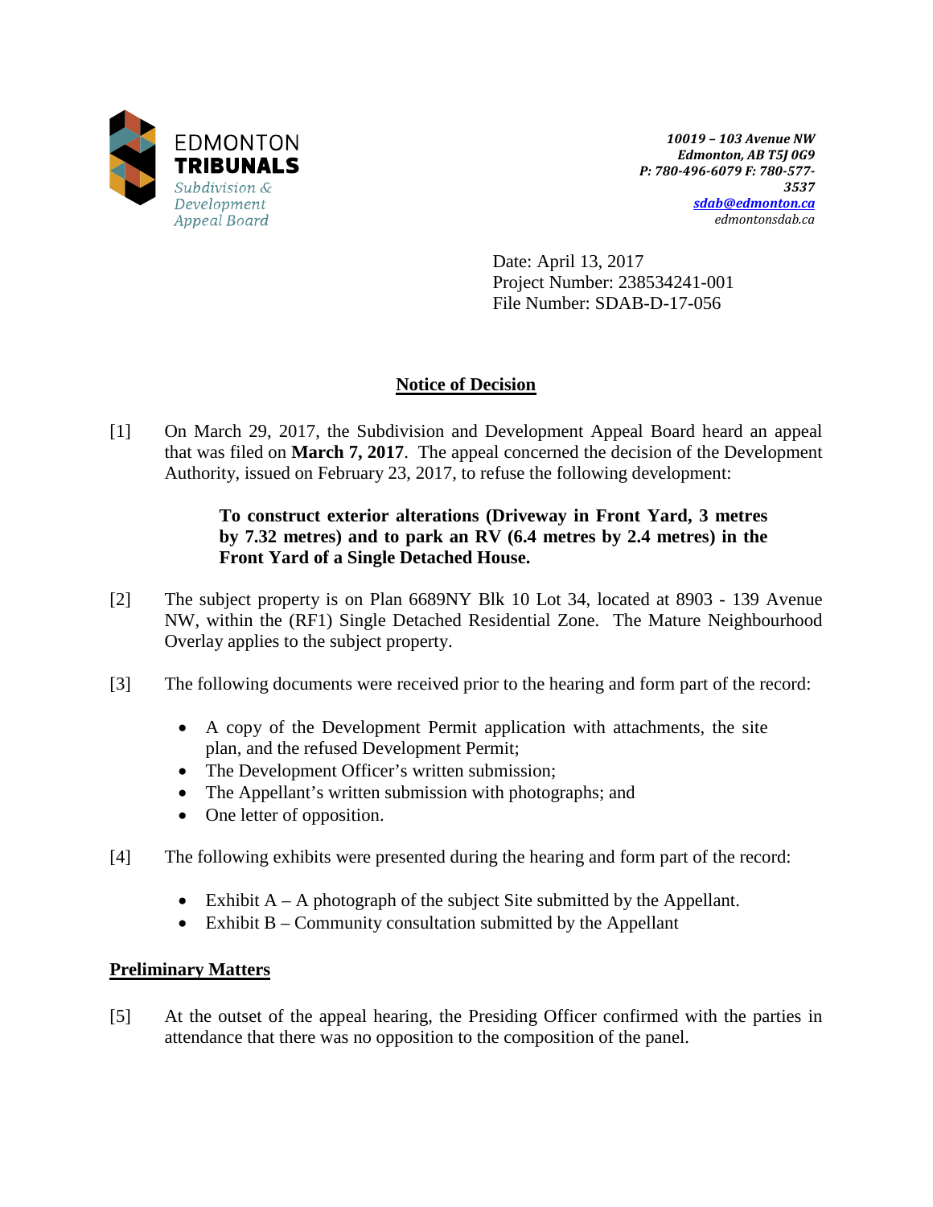EDMONTON
**TRIBUNALS**
*Subdivision & Development Appeal Board*

*10019 – 103 Avenue NW*
*Edmonton, AB T5J 0G9*
*P: 780-496-6079 F: 780-577-3537*
*sdab@edmonton.ca*
*edmontonsdab.ca*

Date: April 13, 2017
Project Number: 238534241-001
File Number: SDAB-D-17-056

## Notice of Decision

[1] On March 29, 2017, the Subdivision and Development Appeal Board heard an appeal that was filed on **March 7, 2017**. The appeal concerned the decision of the Development Authority, issued on February 23, 2017, to refuse the following development:

> **To construct exterior alterations (Driveway in Front Yard, 3 metres by 7.32 metres) and to park an RV (6.4 metres by 2.4 metres) in the Front Yard of a Single Detached House.**

[2] The subject property is on Plan 6689NY Blk 10 Lot 34, located at 8903 - 139 Avenue NW, within the (RF1) Single Detached Residential Zone. The Mature Neighbourhood Overlay applies to the subject property.

[3] The following documents were received prior to the hearing and form part of the record:

- A copy of the Development Permit application with attachments, the site plan, and the refused Development Permit;
- The Development Officer's written submission;
- The Appellant's written submission with photographs; and
- One letter of opposition.

[4] The following exhibits were presented during the hearing and form part of the record:

- Exhibit A – A photograph of the subject Site submitted by the Appellant.
- Exhibit B – Community consultation submitted by the Appellant

### Preliminary Matters

[5] At the outset of the appeal hearing, the Presiding Officer confirmed with the parties in attendance that there was no opposition to the composition of the panel.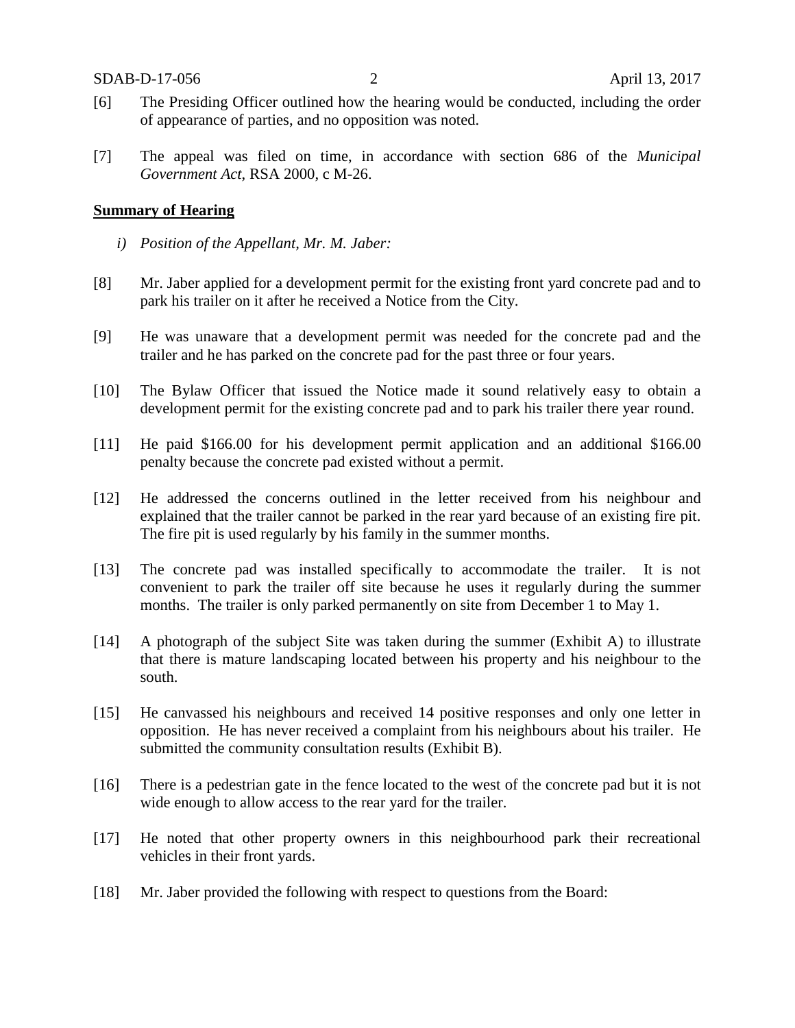[6] The Presiding Officer outlined how the hearing would be conducted, including the order of appearance of parties, and no opposition was noted.

[7] The appeal was filed on time, in accordance with section 686 of the *Municipal Government Act*, RSA 2000, c M-26.

**Summary of Hearing**

*i) Position of the Appellant, Mr. M. Jaber:*

[8] Mr. Jaber applied for a development permit for the existing front yard concrete pad and to park his trailer on it after he received a Notice from the City.

[9] He was unaware that a development permit was needed for the concrete pad and the trailer and he has parked on the concrete pad for the past three or four years.

[10] The Bylaw Officer that issued the Notice made it sound relatively easy to obtain a development permit for the existing concrete pad and to park his trailer there year round.

[11] He paid $166.00 for his development permit application and an additional $166.00 penalty because the concrete pad existed without a permit.

[12] He addressed the concerns outlined in the letter received from his neighbour and explained that the trailer cannot be parked in the rear yard because of an existing fire pit. The fire pit is used regularly by his family in the summer months.

[13] The concrete pad was installed specifically to accommodate the trailer. It is not convenient to park the trailer off site because he uses it regularly during the summer months. The trailer is only parked permanently on site from December 1 to May 1.

[14] A photograph of the subject Site was taken during the summer (Exhibit A) to illustrate that there is mature landscaping located between his property and his neighbour to the south.

[15] He canvassed his neighbours and received 14 positive responses and only one letter in opposition. He has never received a complaint from his neighbours about his trailer. He submitted the community consultation results (Exhibit B).

[16] There is a pedestrian gate in the fence located to the west of the concrete pad but it is not wide enough to allow access to the rear yard for the trailer.

[17] He noted that other property owners in this neighbourhood park their recreational vehicles in their front yards.

[18] Mr. Jaber provided the following with respect to questions from the Board: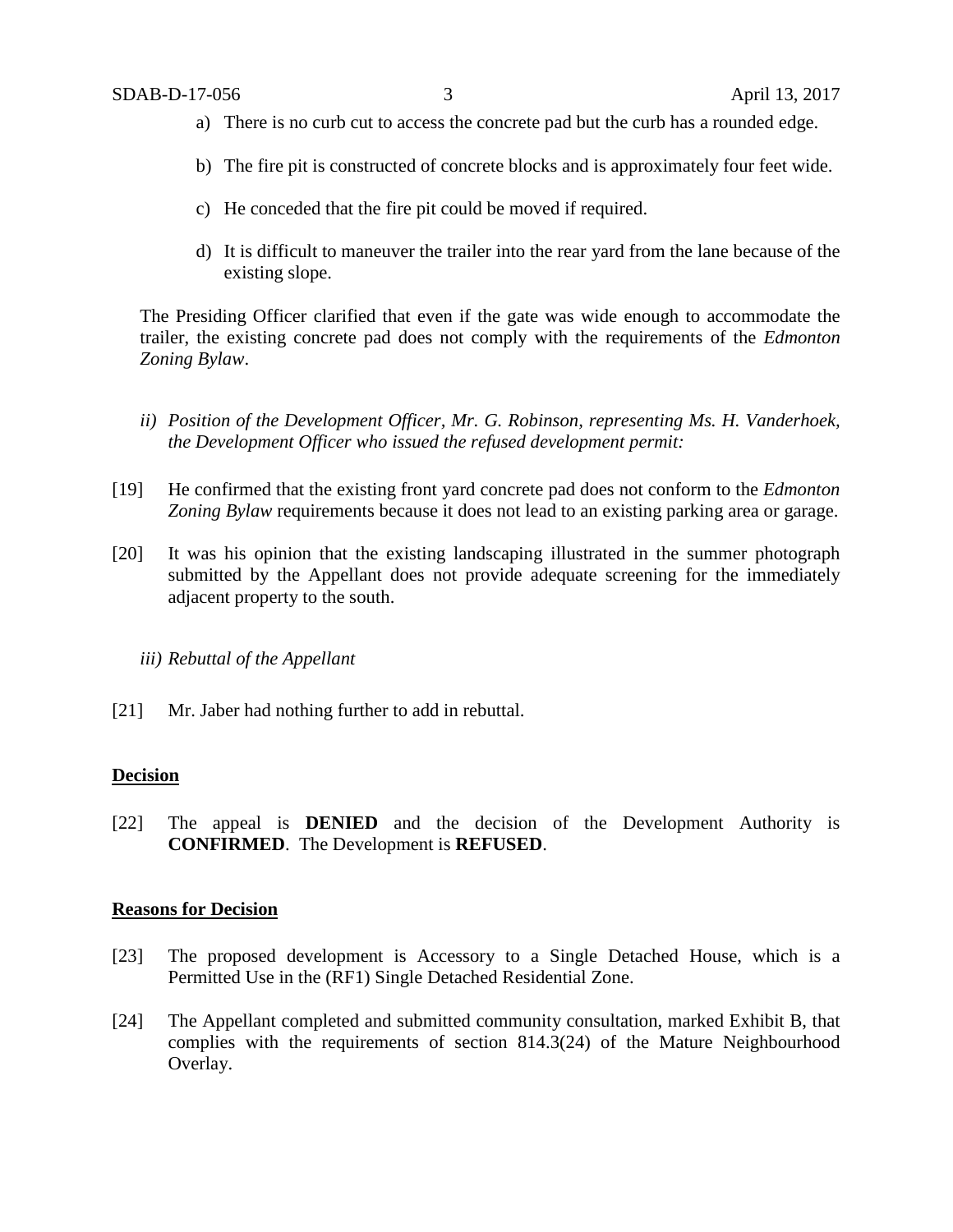a) There is no curb cut to access the concrete pad but the curb has a rounded edge.

b) The fire pit is constructed of concrete blocks and is approximately four feet wide.

c) He conceded that the fire pit could be moved if required.

d) It is difficult to maneuver the trailer into the rear yard from the lane because of the existing slope.

The Presiding Officer clarified that even if the gate was wide enough to accommodate the trailer, the existing concrete pad does not comply with the requirements of the *Edmonton Zoning Bylaw*.

*ii) Position of the Development Officer, Mr. G. Robinson, representing Ms. H. Vanderhoek, the Development Officer who issued the refused development permit:*

[19] He confirmed that the existing front yard concrete pad does not conform to the *Edmonton Zoning Bylaw* requirements because it does not lead to an existing parking area or garage.

[20] It was his opinion that the existing landscaping illustrated in the summer photograph submitted by the Appellant does not provide adequate screening for the immediately adjacent property to the south.

*iii) Rebuttal of the Appellant*

[21] Mr. Jaber had nothing further to add in rebuttal.

## Decision

[22] The appeal is **DENIED** and the decision of the Development Authority is **CONFIRMED**. The Development is **REFUSED**.

## Reasons for Decision

[23] The proposed development is Accessory to a Single Detached House, which is a Permitted Use in the (RF1) Single Detached Residential Zone.

[24] The Appellant completed and submitted community consultation, marked Exhibit B, that complies with the requirements of section 814.3(24) of the Mature Neighbourhood Overlay.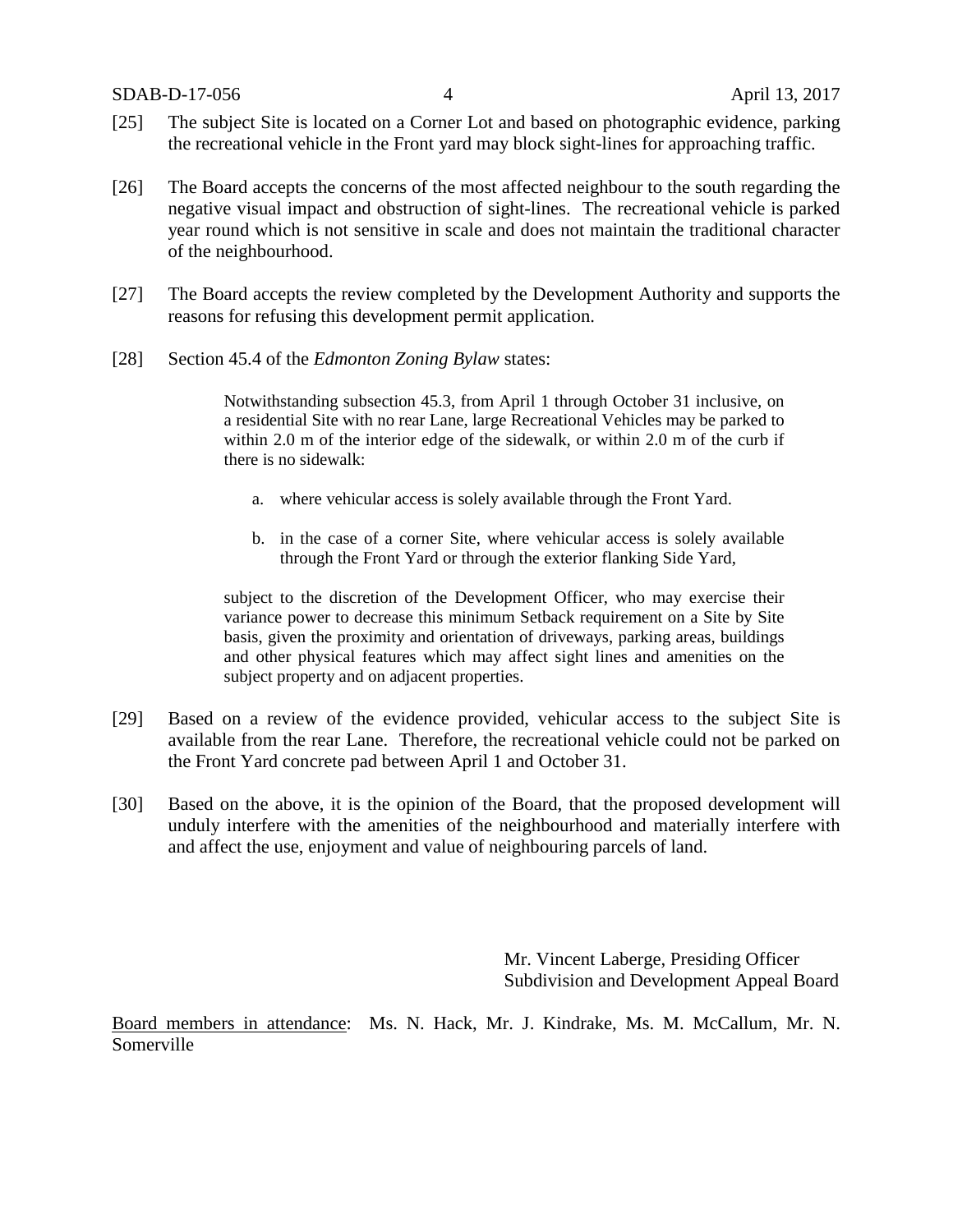[25] The subject Site is located on a Corner Lot and based on photographic evidence, parking the recreational vehicle in the Front yard may block sight-lines for approaching traffic.

[26] The Board accepts the concerns of the most affected neighbour to the south regarding the negative visual impact and obstruction of sight-lines. The recreational vehicle is parked year round which is not sensitive in scale and does not maintain the traditional character of the neighbourhood.

[27] The Board accepts the review completed by the Development Authority and supports the reasons for refusing this development permit application.

[28] Section 45.4 of the *Edmonton Zoning Bylaw* states:

> Notwithstanding subsection 45.3, from April 1 through October 31 inclusive, on a residential Site with no rear Lane, large Recreational Vehicles may be parked to within 2.0 m of the interior edge of the sidewalk, or within 2.0 m of the curb if there is no sidewalk:
>
> a. where vehicular access is solely available through the Front Yard.
>
> b. in the case of a corner Site, where vehicular access is solely available through the Front Yard or through the exterior flanking Side Yard,
>
> subject to the discretion of the Development Officer, who may exercise their variance power to decrease this minimum Setback requirement on a Site by Site basis, given the proximity and orientation of driveways, parking areas, buildings and other physical features which may affect sight lines and amenities on the subject property and on adjacent properties.

[29] Based on a review of the evidence provided, vehicular access to the subject Site is available from the rear Lane. Therefore, the recreational vehicle could not be parked on the Front Yard concrete pad between April 1 and October 31.

[30] Based on the above, it is the opinion of the Board, that the proposed development will unduly interfere with the amenities of the neighbourhood and materially interfere with and affect the use, enjoyment and value of neighbouring parcels of land.

Mr. Vincent Laberge, Presiding Officer
Subdivision and Development Appeal Board

Board members in attendance: Ms. N. Hack, Mr. J. Kindrake, Ms. M. McCallum, Mr. N. Somerville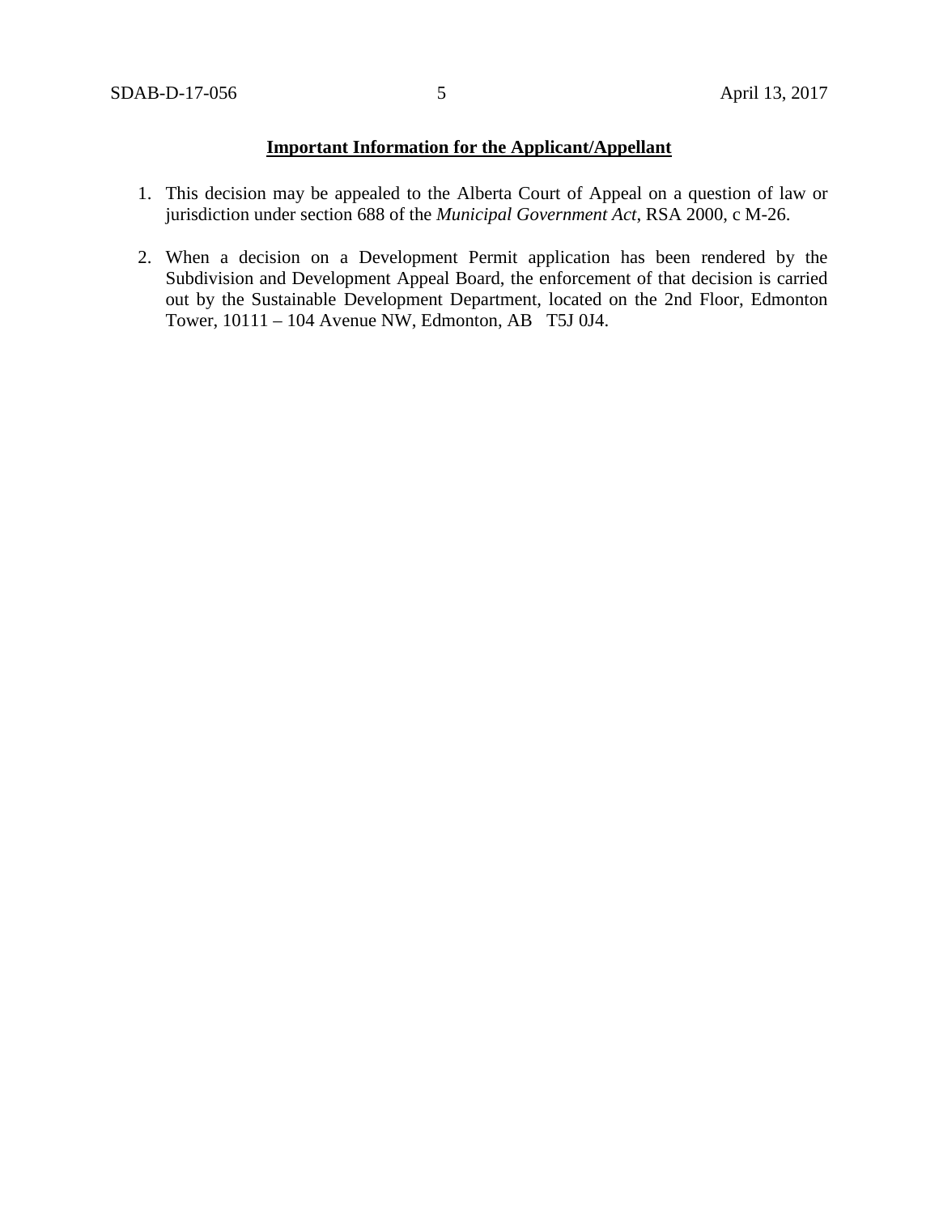**Important Information for the Applicant/Appellant**

1. This decision may be appealed to the Alberta Court of Appeal on a question of law or jurisdiction under section 688 of the *Municipal Government Act*, RSA 2000, c M-26.

2. When a decision on a Development Permit application has been rendered by the Subdivision and Development Appeal Board, the enforcement of that decision is carried out by the Sustainable Development Department, located on the 2nd Floor, Edmonton Tower, 10111 – 104 Avenue NW, Edmonton, AB T5J 0J4.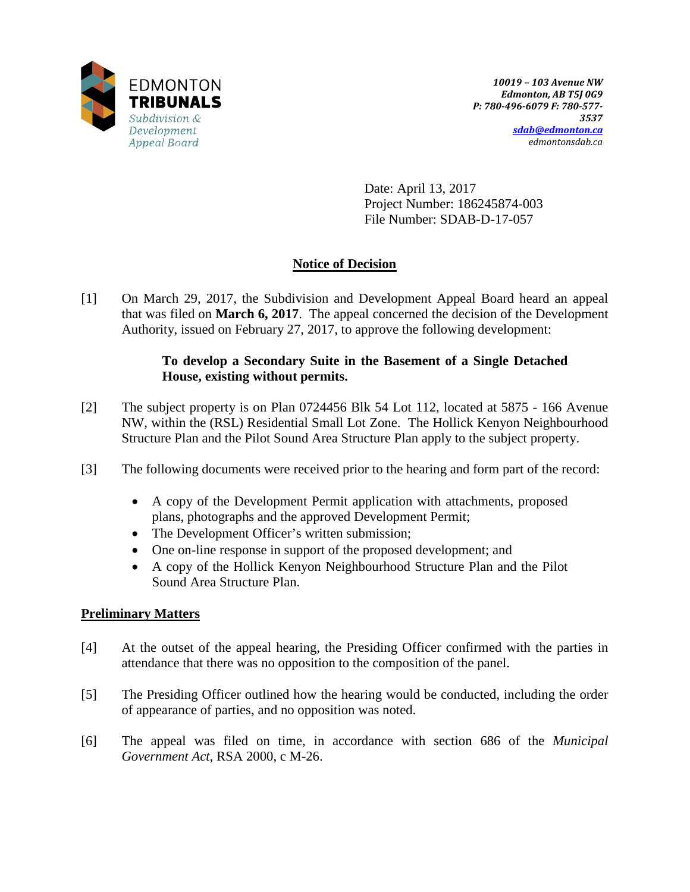EDMONTON
**TRIBUNALS**
*Subdivision & Development Appeal Board*

***10019 – 103 Avenue NW***
***Edmonton, AB T5J 0G9***
***P: 780-496-6079 F: 780-577-3537***
***sdab@edmonton.ca***
*edmontonsdab.ca*

Date: April 13, 2017
Project Number: 186245874-003
File Number: SDAB-D-17-057

## Notice of Decision

[1] On March 29, 2017, the Subdivision and Development Appeal Board heard an appeal that was filed on **March 6, 2017**. The appeal concerned the decision of the Development Authority, issued on February 27, 2017, to approve the following development:

> **To develop a Secondary Suite in the Basement of a Single Detached House, existing without permits.**

[2] The subject property is on Plan 0724456 Blk 54 Lot 112, located at 5875 - 166 Avenue NW, within the (RSL) Residential Small Lot Zone. The Hollick Kenyon Neighbourhood Structure Plan and the Pilot Sound Area Structure Plan apply to the subject property.

[3] The following documents were received prior to the hearing and form part of the record:

- A copy of the Development Permit application with attachments, proposed plans, photographs and the approved Development Permit;
- The Development Officer's written submission;
- One on-line response in support of the proposed development; and
- A copy of the Hollick Kenyon Neighbourhood Structure Plan and the Pilot Sound Area Structure Plan.

### Preliminary Matters

[4] At the outset of the appeal hearing, the Presiding Officer confirmed with the parties in attendance that there was no opposition to the composition of the panel.

[5] The Presiding Officer outlined how the hearing would be conducted, including the order of appearance of parties, and no opposition was noted.

[6] The appeal was filed on time, in accordance with section 686 of the *Municipal Government Act*, RSA 2000, c M-26.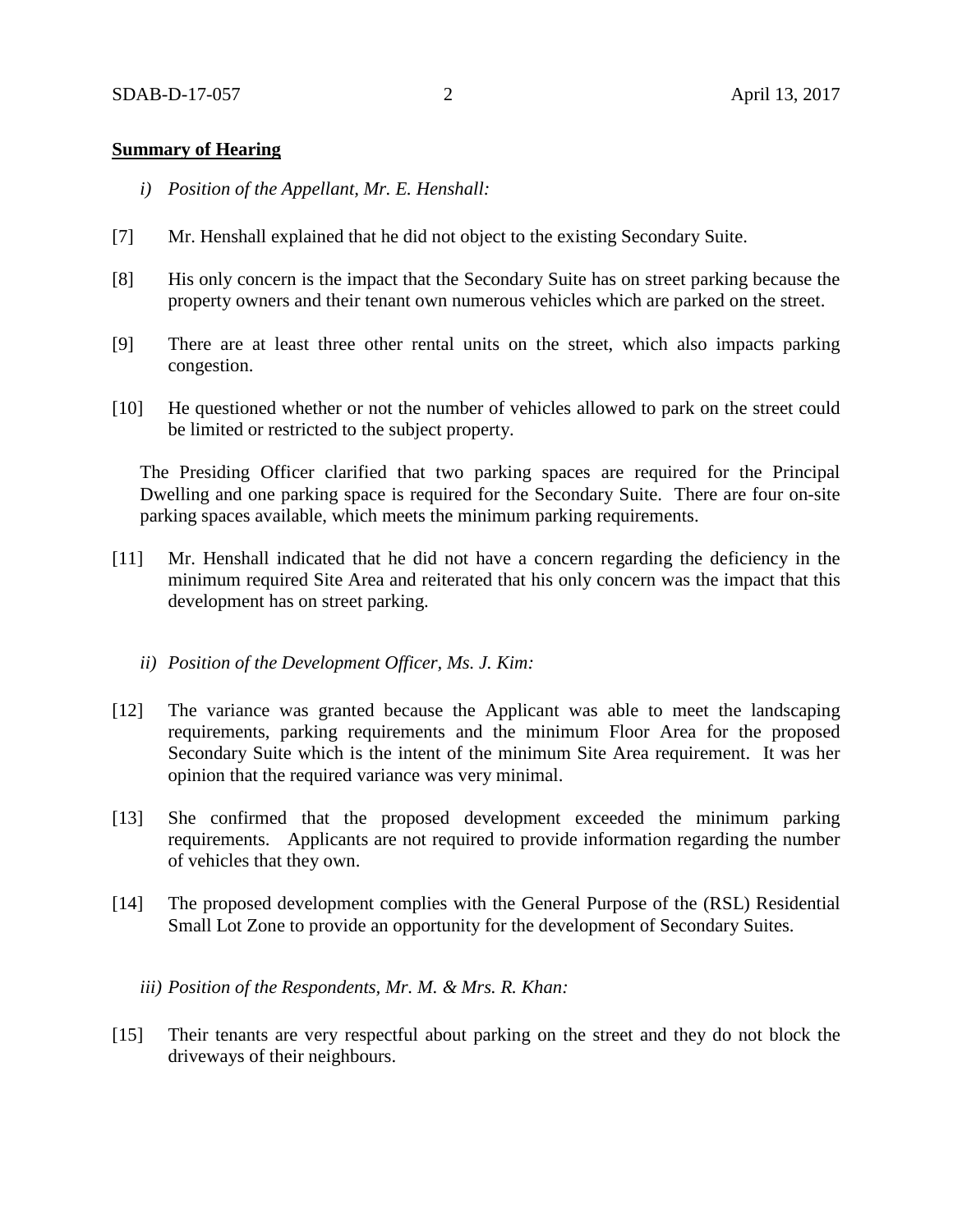**Summary of Hearing**

*i) Position of the Appellant, Mr. E. Henshall:*

[7] Mr. Henshall explained that he did not object to the existing Secondary Suite.

[8] His only concern is the impact that the Secondary Suite has on street parking because the property owners and their tenant own numerous vehicles which are parked on the street.

[9] There are at least three other rental units on the street, which also impacts parking congestion.

[10] He questioned whether or not the number of vehicles allowed to park on the street could be limited or restricted to the subject property.

The Presiding Officer clarified that two parking spaces are required for the Principal Dwelling and one parking space is required for the Secondary Suite. There are four on-site parking spaces available, which meets the minimum parking requirements.

[11] Mr. Henshall indicated that he did not have a concern regarding the deficiency in the minimum required Site Area and reiterated that his only concern was the impact that this development has on street parking.

*ii) Position of the Development Officer, Ms. J. Kim:*

[12] The variance was granted because the Applicant was able to meet the landscaping requirements, parking requirements and the minimum Floor Area for the proposed Secondary Suite which is the intent of the minimum Site Area requirement. It was her opinion that the required variance was very minimal.

[13] She confirmed that the proposed development exceeded the minimum parking requirements. Applicants are not required to provide information regarding the number of vehicles that they own.

[14] The proposed development complies with the General Purpose of the (RSL) Residential Small Lot Zone to provide an opportunity for the development of Secondary Suites.

*iii) Position of the Respondents, Mr. M. & Mrs. R. Khan:*

[15] Their tenants are very respectful about parking on the street and they do not block the driveways of their neighbours.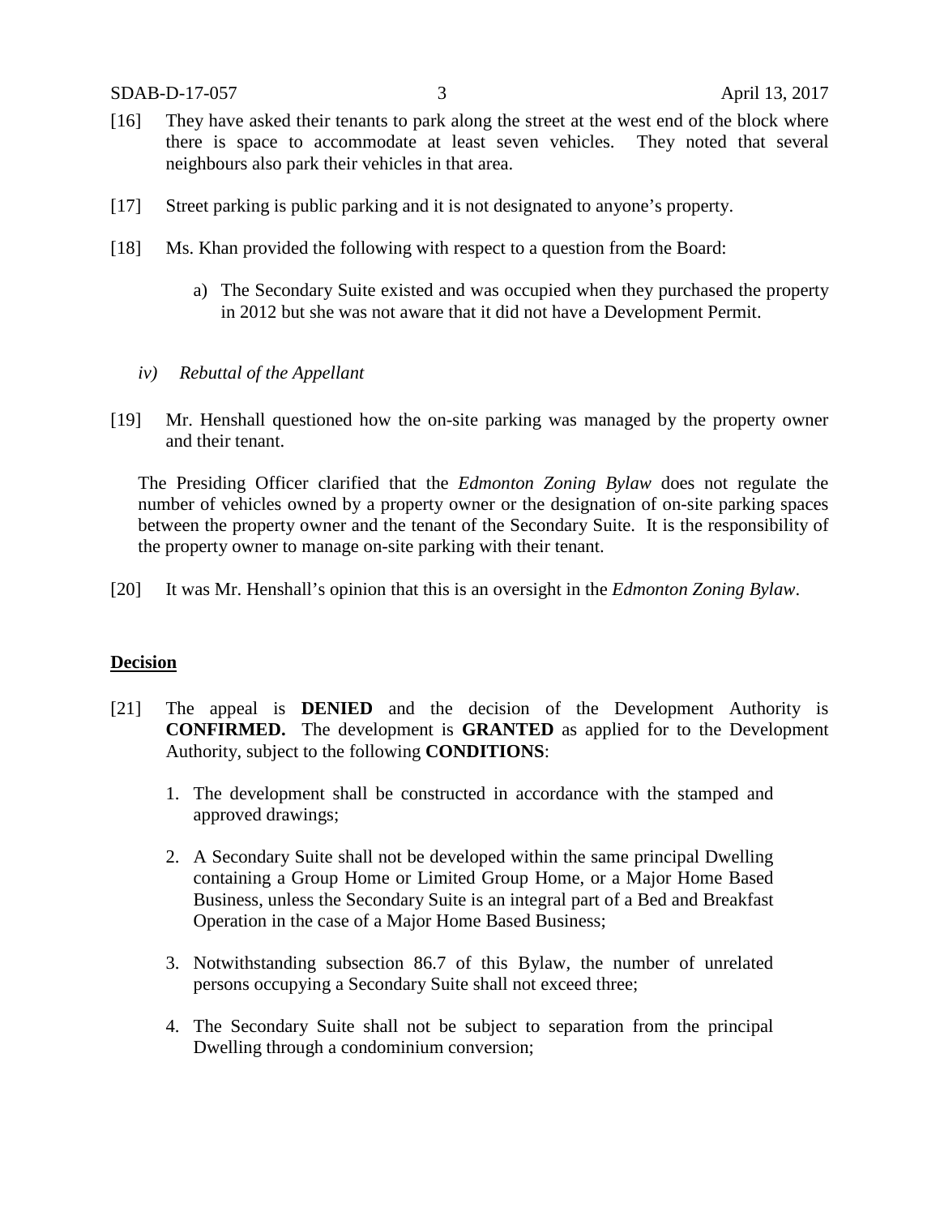[16] They have asked their tenants to park along the street at the west end of the block where there is space to accommodate at least seven vehicles. They noted that several neighbours also park their vehicles in that area.

[17] Street parking is public parking and it is not designated to anyone's property.

[18] Ms. Khan provided the following with respect to a question from the Board:

a) The Secondary Suite existed and was occupied when they purchased the property in 2012 but she was not aware that it did not have a Development Permit.

*iv) Rebuttal of the Appellant*

[19] Mr. Henshall questioned how the on-site parking was managed by the property owner and their tenant.

The Presiding Officer clarified that the *Edmonton Zoning Bylaw* does not regulate the number of vehicles owned by a property owner or the designation of on-site parking spaces between the property owner and the tenant of the Secondary Suite. It is the responsibility of the property owner to manage on-site parking with their tenant.

[20] It was Mr. Henshall's opinion that this is an oversight in the *Edmonton Zoning Bylaw*.

## Decision

[21] The appeal is **DENIED** and the decision of the Development Authority is **CONFIRMED.** The development is **GRANTED** as applied for to the Development Authority, subject to the following **CONDITIONS**:

1. The development shall be constructed in accordance with the stamped and approved drawings;
2. A Secondary Suite shall not be developed within the same principal Dwelling containing a Group Home or Limited Group Home, or a Major Home Based Business, unless the Secondary Suite is an integral part of a Bed and Breakfast Operation in the case of a Major Home Based Business;
3. Notwithstanding subsection 86.7 of this Bylaw, the number of unrelated persons occupying a Secondary Suite shall not exceed three;
4. The Secondary Suite shall not be subject to separation from the principal Dwelling through a condominium conversion;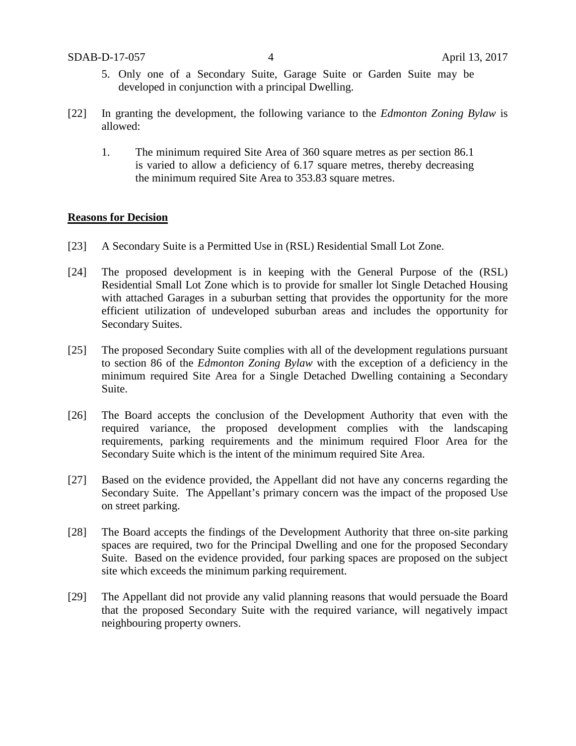5. Only one of a Secondary Suite, Garage Suite or Garden Suite may be developed in conjunction with a principal Dwelling.

[22] In granting the development, the following variance to the *Edmonton Zoning Bylaw* is allowed:

1. The minimum required Site Area of 360 square metres as per section 86.1 is varied to allow a deficiency of 6.17 square metres, thereby decreasing the minimum required Site Area to 353.83 square metres.

**Reasons for Decision**

[23] A Secondary Suite is a Permitted Use in (RSL) Residential Small Lot Zone.

[24] The proposed development is in keeping with the General Purpose of the (RSL) Residential Small Lot Zone which is to provide for smaller lot Single Detached Housing with attached Garages in a suburban setting that provides the opportunity for the more efficient utilization of undeveloped suburban areas and includes the opportunity for Secondary Suites.

[25] The proposed Secondary Suite complies with all of the development regulations pursuant to section 86 of the *Edmonton Zoning Bylaw* with the exception of a deficiency in the minimum required Site Area for a Single Detached Dwelling containing a Secondary Suite.

[26] The Board accepts the conclusion of the Development Authority that even with the required variance, the proposed development complies with the landscaping requirements, parking requirements and the minimum required Floor Area for the Secondary Suite which is the intent of the minimum required Site Area.

[27] Based on the evidence provided, the Appellant did not have any concerns regarding the Secondary Suite. The Appellant's primary concern was the impact of the proposed Use on street parking.

[28] The Board accepts the findings of the Development Authority that three on-site parking spaces are required, two for the Principal Dwelling and one for the proposed Secondary Suite. Based on the evidence provided, four parking spaces are proposed on the subject site which exceeds the minimum parking requirement.

[29] The Appellant did not provide any valid planning reasons that would persuade the Board that the proposed Secondary Suite with the required variance, will negatively impact neighbouring property owners.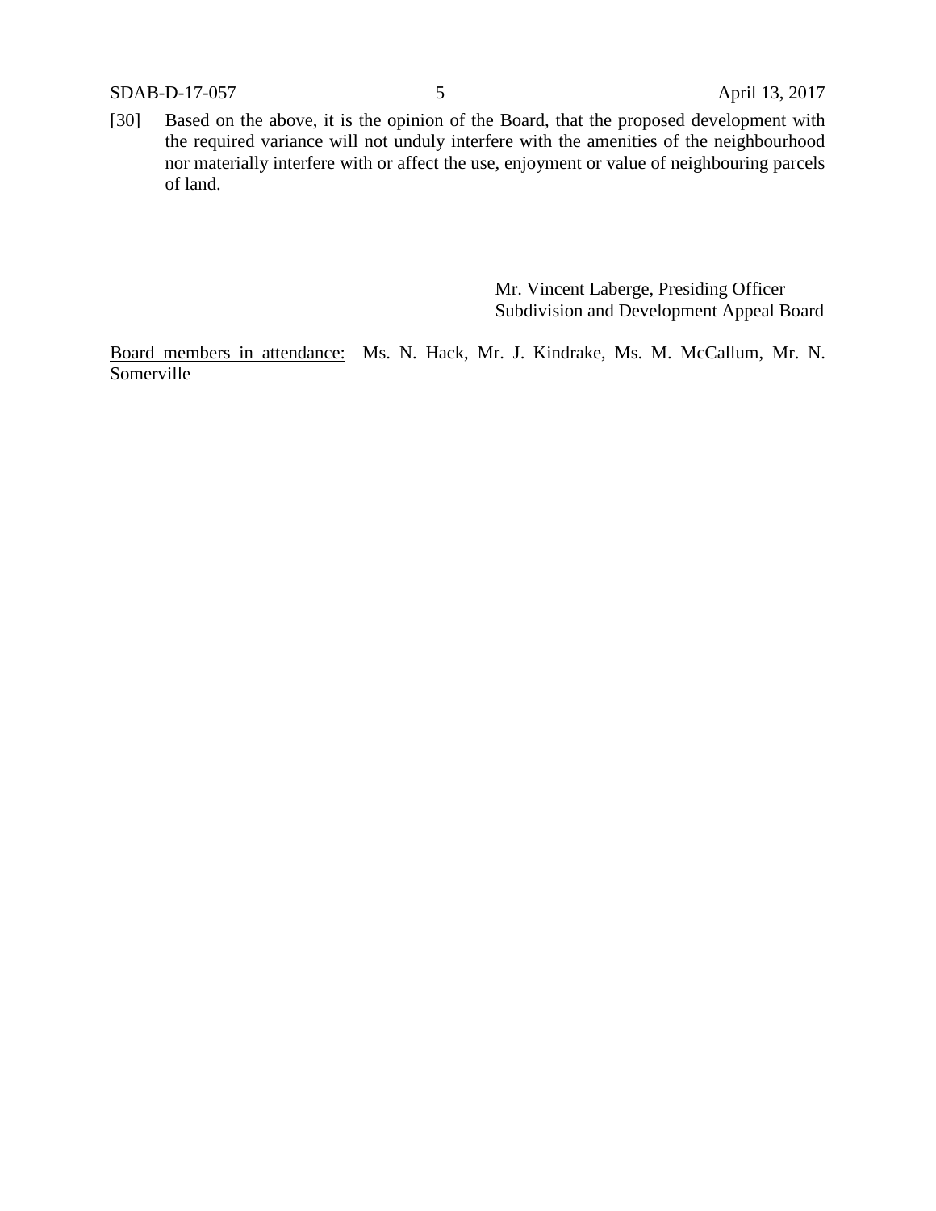[30] Based on the above, it is the opinion of the Board, that the proposed development with the required variance will not unduly interfere with the amenities of the neighbourhood nor materially interfere with or affect the use, enjoyment or value of neighbouring parcels of land.

Mr. Vincent Laberge, Presiding Officer
Subdivision and Development Appeal Board

<u>Board members in attendance:</u> Ms. N. Hack, Mr. J. Kindrake, Ms. M. McCallum, Mr. N. Somerville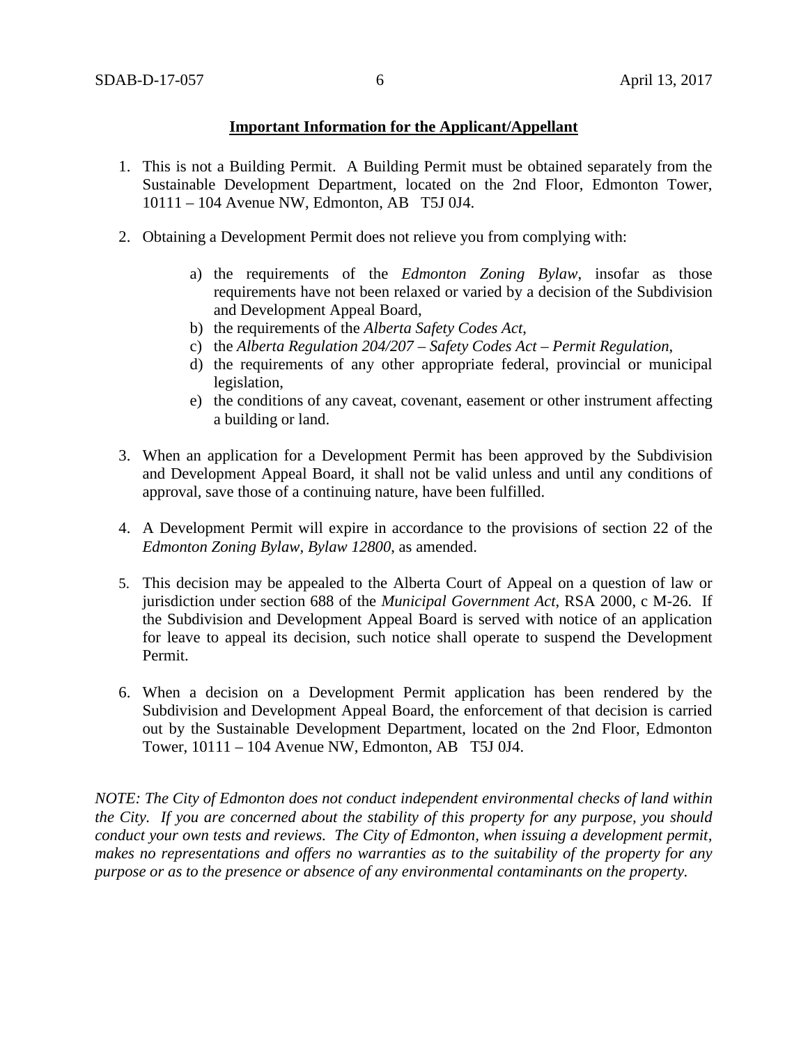**Important Information for the Applicant/Appellant**

1. This is not a Building Permit. A Building Permit must be obtained separately from the Sustainable Development Department, located on the 2nd Floor, Edmonton Tower, 10111 – 104 Avenue NW, Edmonton, AB T5J 0J4.

2. Obtaining a Development Permit does not relieve you from complying with:

   a) the requirements of the *Edmonton Zoning Bylaw*, insofar as those requirements have not been relaxed or varied by a decision of the Subdivision and Development Appeal Board,
   b) the requirements of the *Alberta Safety Codes Act*,
   c) the *Alberta Regulation 204/207 – Safety Codes Act – Permit Regulation*,
   d) the requirements of any other appropriate federal, provincial or municipal legislation,
   e) the conditions of any caveat, covenant, easement or other instrument affecting a building or land.

3. When an application for a Development Permit has been approved by the Subdivision and Development Appeal Board, it shall not be valid unless and until any conditions of approval, save those of a continuing nature, have been fulfilled.

4. A Development Permit will expire in accordance to the provisions of section 22 of the *Edmonton Zoning Bylaw, Bylaw 12800*, as amended.

5. This decision may be appealed to the Alberta Court of Appeal on a question of law or jurisdiction under section 688 of the *Municipal Government Act*, RSA 2000, c M-26. If the Subdivision and Development Appeal Board is served with notice of an application for leave to appeal its decision, such notice shall operate to suspend the Development Permit.

6. When a decision on a Development Permit application has been rendered by the Subdivision and Development Appeal Board, the enforcement of that decision is carried out by the Sustainable Development Department, located on the 2nd Floor, Edmonton Tower, 10111 – 104 Avenue NW, Edmonton, AB T5J 0J4.

*NOTE: The City of Edmonton does not conduct independent environmental checks of land within the City. If you are concerned about the stability of this property for any purpose, you should conduct your own tests and reviews. The City of Edmonton, when issuing a development permit, makes no representations and offers no warranties as to the suitability of the property for any purpose or as to the presence or absence of any environmental contaminants on the property.*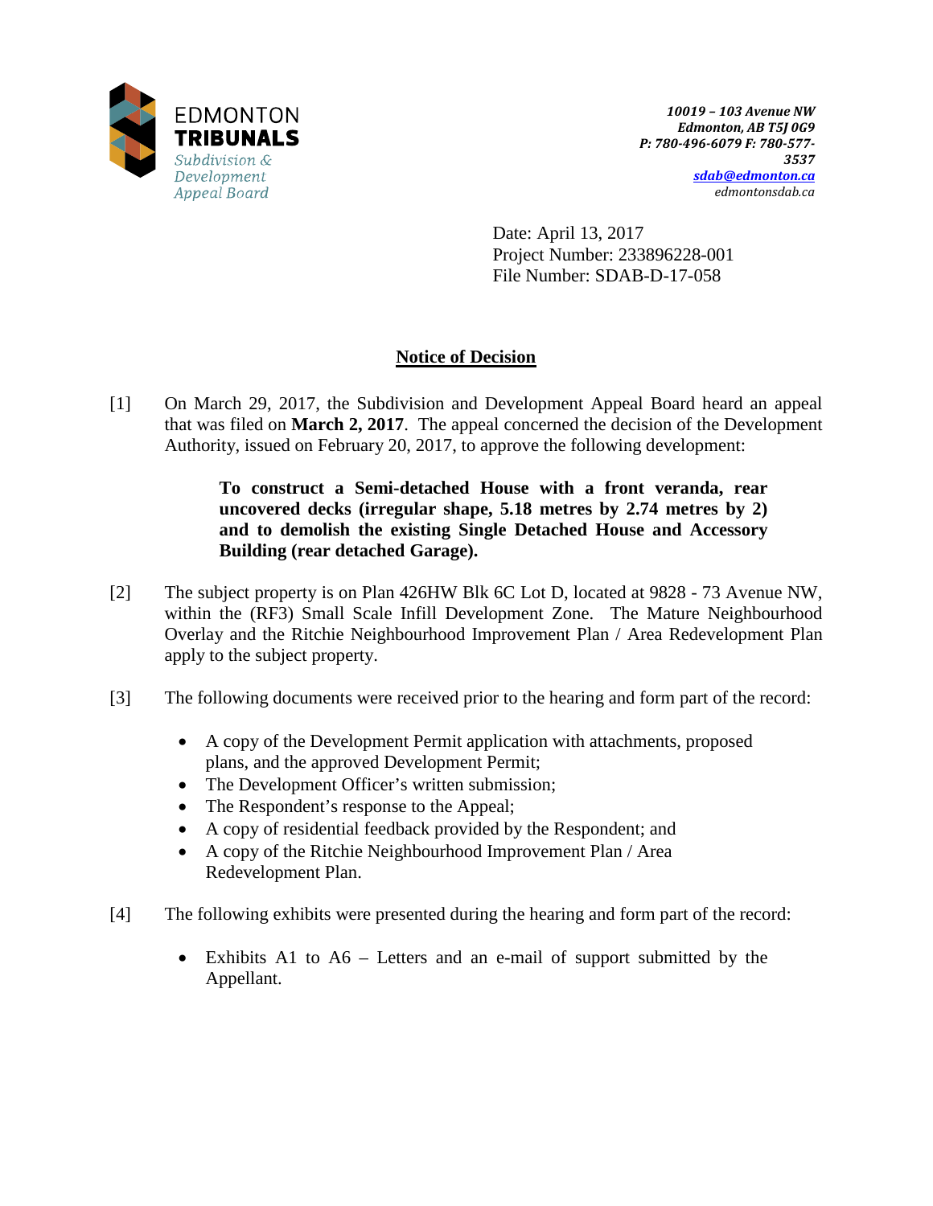EDMONTON
**TRIBUNALS**
*Subdivision & Development Appeal Board*

***10019 – 103 Avenue NW***
***Edmonton, AB T5J 0G9***
***P: 780-496-6079 F: 780-577-3537***
***sdab@edmonton.ca***
*edmontonsdab.ca*

Date: April 13, 2017
Project Number: 233896228-001
File Number: SDAB-D-17-058

## Notice of Decision

[1] On March 29, 2017, the Subdivision and Development Appeal Board heard an appeal that was filed on **March 2, 2017**. The appeal concerned the decision of the Development Authority, issued on February 20, 2017, to approve the following development:

> **To construct a Semi-detached House with a front veranda, rear uncovered decks (irregular shape, 5.18 metres by 2.74 metres by 2) and to demolish the existing Single Detached House and Accessory Building (rear detached Garage).**

[2] The subject property is on Plan 426HW Blk 6C Lot D, located at 9828 - 73 Avenue NW, within the (RF3) Small Scale Infill Development Zone. The Mature Neighbourhood Overlay and the Ritchie Neighbourhood Improvement Plan / Area Redevelopment Plan apply to the subject property.

[3] The following documents were received prior to the hearing and form part of the record:

- A copy of the Development Permit application with attachments, proposed plans, and the approved Development Permit;
- The Development Officer's written submission;
- The Respondent's response to the Appeal;
- A copy of residential feedback provided by the Respondent; and
- A copy of the Ritchie Neighbourhood Improvement Plan / Area Redevelopment Plan.

[4] The following exhibits were presented during the hearing and form part of the record:

- Exhibits A1 to A6 – Letters and an e-mail of support submitted by the Appellant.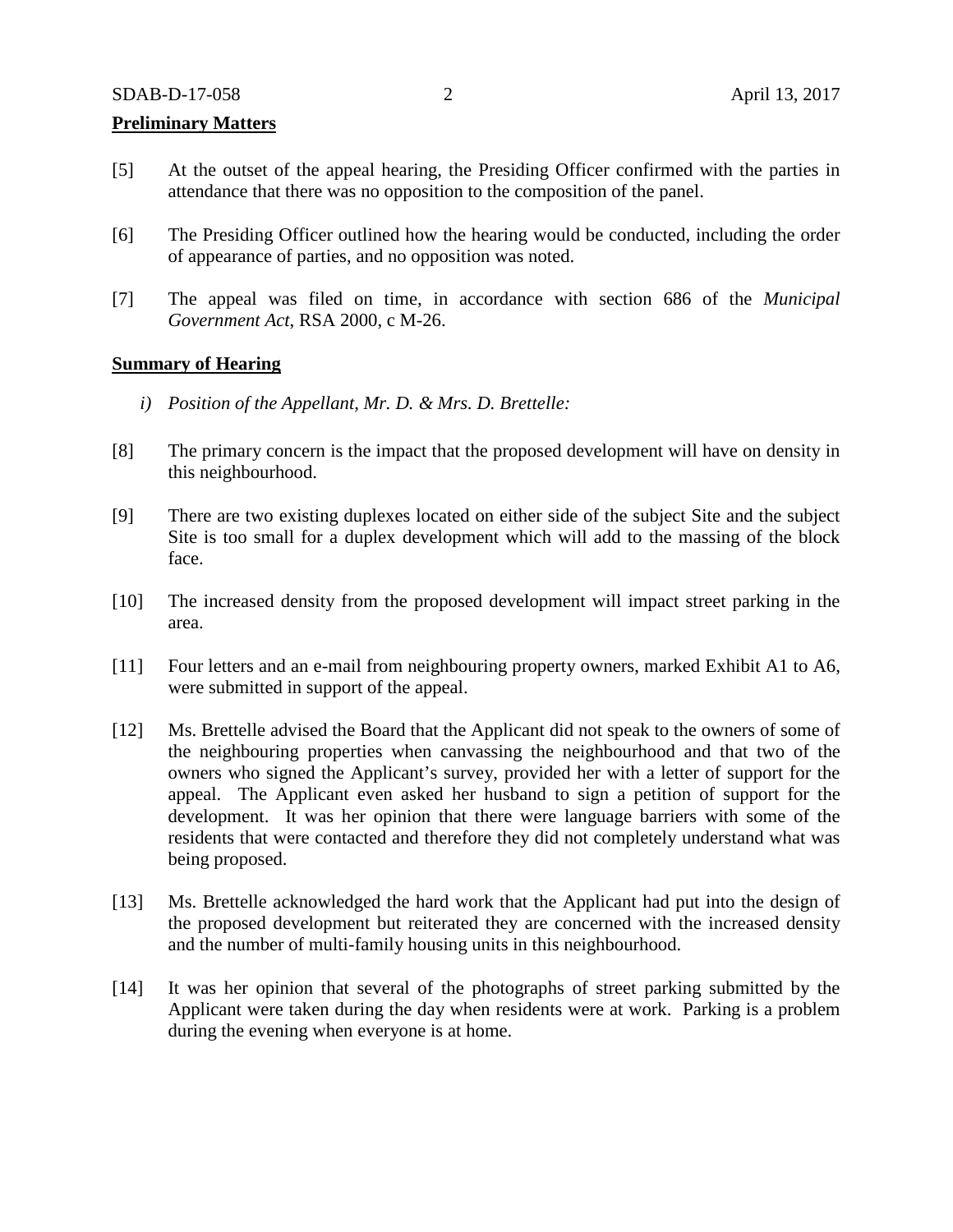**Preliminary Matters**

[5] At the outset of the appeal hearing, the Presiding Officer confirmed with the parties in attendance that there was no opposition to the composition of the panel.

[6] The Presiding Officer outlined how the hearing would be conducted, including the order of appearance of parties, and no opposition was noted.

[7] The appeal was filed on time, in accordance with section 686 of the *Municipal Government Act*, RSA 2000, c M-26.

**Summary of Hearing**

*i) Position of the Appellant, Mr. D. & Mrs. D. Brettelle:*

[8] The primary concern is the impact that the proposed development will have on density in this neighbourhood.

[9] There are two existing duplexes located on either side of the subject Site and the subject Site is too small for a duplex development which will add to the massing of the block face.

[10] The increased density from the proposed development will impact street parking in the area.

[11] Four letters and an e-mail from neighbouring property owners, marked Exhibit A1 to A6, were submitted in support of the appeal.

[12] Ms. Brettelle advised the Board that the Applicant did not speak to the owners of some of the neighbouring properties when canvassing the neighbourhood and that two of the owners who signed the Applicant's survey, provided her with a letter of support for the appeal. The Applicant even asked her husband to sign a petition of support for the development. It was her opinion that there were language barriers with some of the residents that were contacted and therefore they did not completely understand what was being proposed.

[13] Ms. Brettelle acknowledged the hard work that the Applicant had put into the design of the proposed development but reiterated they are concerned with the increased density and the number of multi-family housing units in this neighbourhood.

[14] It was her opinion that several of the photographs of street parking submitted by the Applicant were taken during the day when residents were at work. Parking is a problem during the evening when everyone is at home.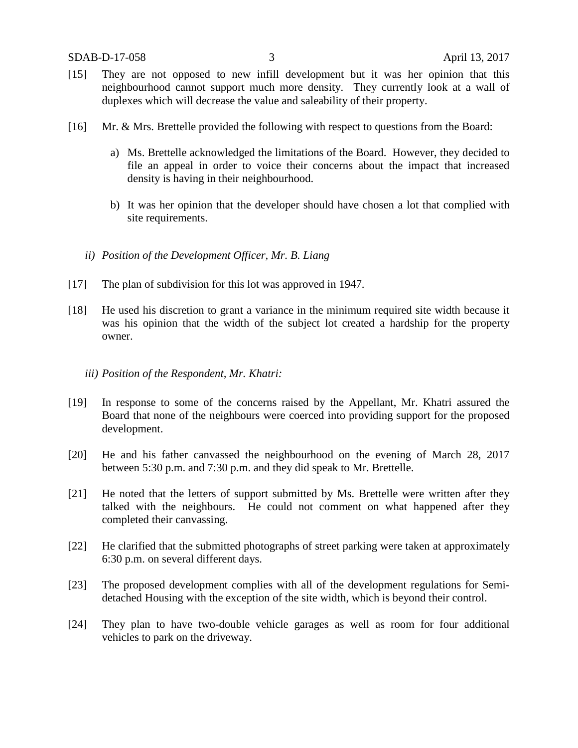[15] They are not opposed to new infill development but it was her opinion that this neighbourhood cannot support much more density. They currently look at a wall of duplexes which will decrease the value and saleability of their property.

[16] Mr. & Mrs. Brettelle provided the following with respect to questions from the Board:

a) Ms. Brettelle acknowledged the limitations of the Board. However, they decided to file an appeal in order to voice their concerns about the impact that increased density is having in their neighbourhood.

b) It was her opinion that the developer should have chosen a lot that complied with site requirements.

*ii) Position of the Development Officer, Mr. B. Liang*

[17] The plan of subdivision for this lot was approved in 1947.

[18] He used his discretion to grant a variance in the minimum required site width because it was his opinion that the width of the subject lot created a hardship for the property owner.

*iii) Position of the Respondent, Mr. Khatri:*

[19] In response to some of the concerns raised by the Appellant, Mr. Khatri assured the Board that none of the neighbours were coerced into providing support for the proposed development.

[20] He and his father canvassed the neighbourhood on the evening of March 28, 2017 between 5:30 p.m. and 7:30 p.m. and they did speak to Mr. Brettelle.

[21] He noted that the letters of support submitted by Ms. Brettelle were written after they talked with the neighbours. He could not comment on what happened after they completed their canvassing.

[22] He clarified that the submitted photographs of street parking were taken at approximately 6:30 p.m. on several different days.

[23] The proposed development complies with all of the development regulations for Semi-detached Housing with the exception of the site width, which is beyond their control.

[24] They plan to have two-double vehicle garages as well as room for four additional vehicles to park on the driveway.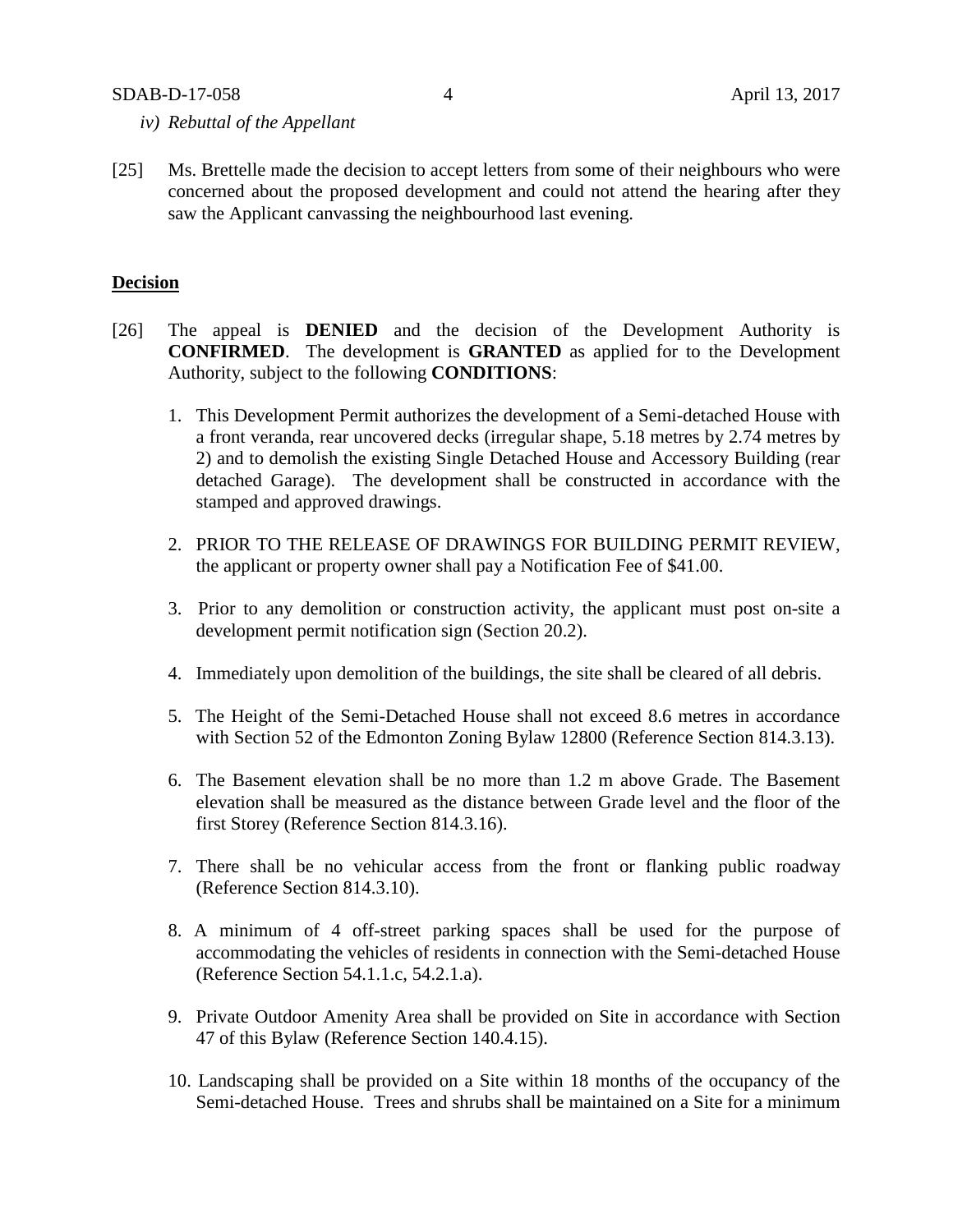*iv) Rebuttal of the Appellant*

[25] Ms. Brettelle made the decision to accept letters from some of their neighbours who were concerned about the proposed development and could not attend the hearing after they saw the Applicant canvassing the neighbourhood last evening.

**Decision**

[26] The appeal is **DENIED** and the decision of the Development Authority is **CONFIRMED**. The development is **GRANTED** as applied for to the Development Authority, subject to the following **CONDITIONS**:

1. This Development Permit authorizes the development of a Semi-detached House with a front veranda, rear uncovered decks (irregular shape, 5.18 metres by 2.74 metres by 2) and to demolish the existing Single Detached House and Accessory Building (rear detached Garage). The development shall be constructed in accordance with the stamped and approved drawings.

2. PRIOR TO THE RELEASE OF DRAWINGS FOR BUILDING PERMIT REVIEW, the applicant or property owner shall pay a Notification Fee of $41.00.

3. Prior to any demolition or construction activity, the applicant must post on-site a development permit notification sign (Section 20.2).

4. Immediately upon demolition of the buildings, the site shall be cleared of all debris.

5. The Height of the Semi-Detached House shall not exceed 8.6 metres in accordance with Section 52 of the Edmonton Zoning Bylaw 12800 (Reference Section 814.3.13).

6. The Basement elevation shall be no more than 1.2 m above Grade. The Basement elevation shall be measured as the distance between Grade level and the floor of the first Storey (Reference Section 814.3.16).

7. There shall be no vehicular access from the front or flanking public roadway (Reference Section 814.3.10).

8. A minimum of 4 off-street parking spaces shall be used for the purpose of accommodating the vehicles of residents in connection with the Semi-detached House (Reference Section 54.1.1.c, 54.2.1.a).

9. Private Outdoor Amenity Area shall be provided on Site in accordance with Section 47 of this Bylaw (Reference Section 140.4.15).

10. Landscaping shall be provided on a Site within 18 months of the occupancy of the Semi-detached House. Trees and shrubs shall be maintained on a Site for a minimum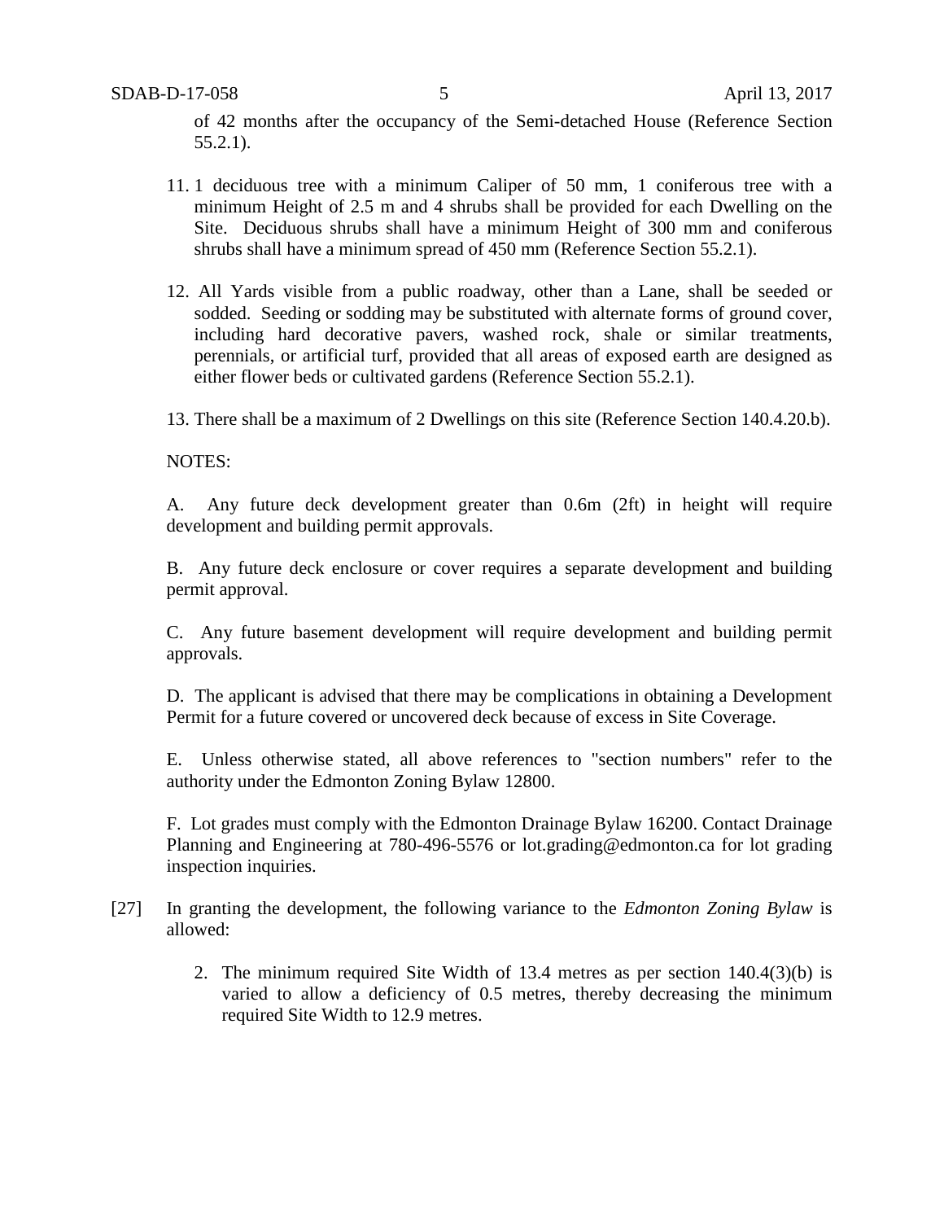of 42 months after the occupancy of the Semi-detached House (Reference Section 55.2.1).

11. 1 deciduous tree with a minimum Caliper of 50 mm, 1 coniferous tree with a minimum Height of 2.5 m and 4 shrubs shall be provided for each Dwelling on the Site. Deciduous shrubs shall have a minimum Height of 300 mm and coniferous shrubs shall have a minimum spread of 450 mm (Reference Section 55.2.1).

12. All Yards visible from a public roadway, other than a Lane, shall be seeded or sodded. Seeding or sodding may be substituted with alternate forms of ground cover, including hard decorative pavers, washed rock, shale or similar treatments, perennials, or artificial turf, provided that all areas of exposed earth are designed as either flower beds or cultivated gardens (Reference Section 55.2.1).

13. There shall be a maximum of 2 Dwellings on this site (Reference Section 140.4.20.b).

NOTES:

A. Any future deck development greater than 0.6m (2ft) in height will require development and building permit approvals.

B. Any future deck enclosure or cover requires a separate development and building permit approval.

C. Any future basement development will require development and building permit approvals.

D. The applicant is advised that there may be complications in obtaining a Development Permit for a future covered or uncovered deck because of excess in Site Coverage.

E. Unless otherwise stated, all above references to "section numbers" refer to the authority under the Edmonton Zoning Bylaw 12800.

F. Lot grades must comply with the Edmonton Drainage Bylaw 16200. Contact Drainage Planning and Engineering at 780-496-5576 or lot.grading@edmonton.ca for lot grading inspection inquiries.

[27] In granting the development, the following variance to the *Edmonton Zoning Bylaw* is allowed:

2. The minimum required Site Width of 13.4 metres as per section 140.4(3)(b) is varied to allow a deficiency of 0.5 metres, thereby decreasing the minimum required Site Width to 12.9 metres.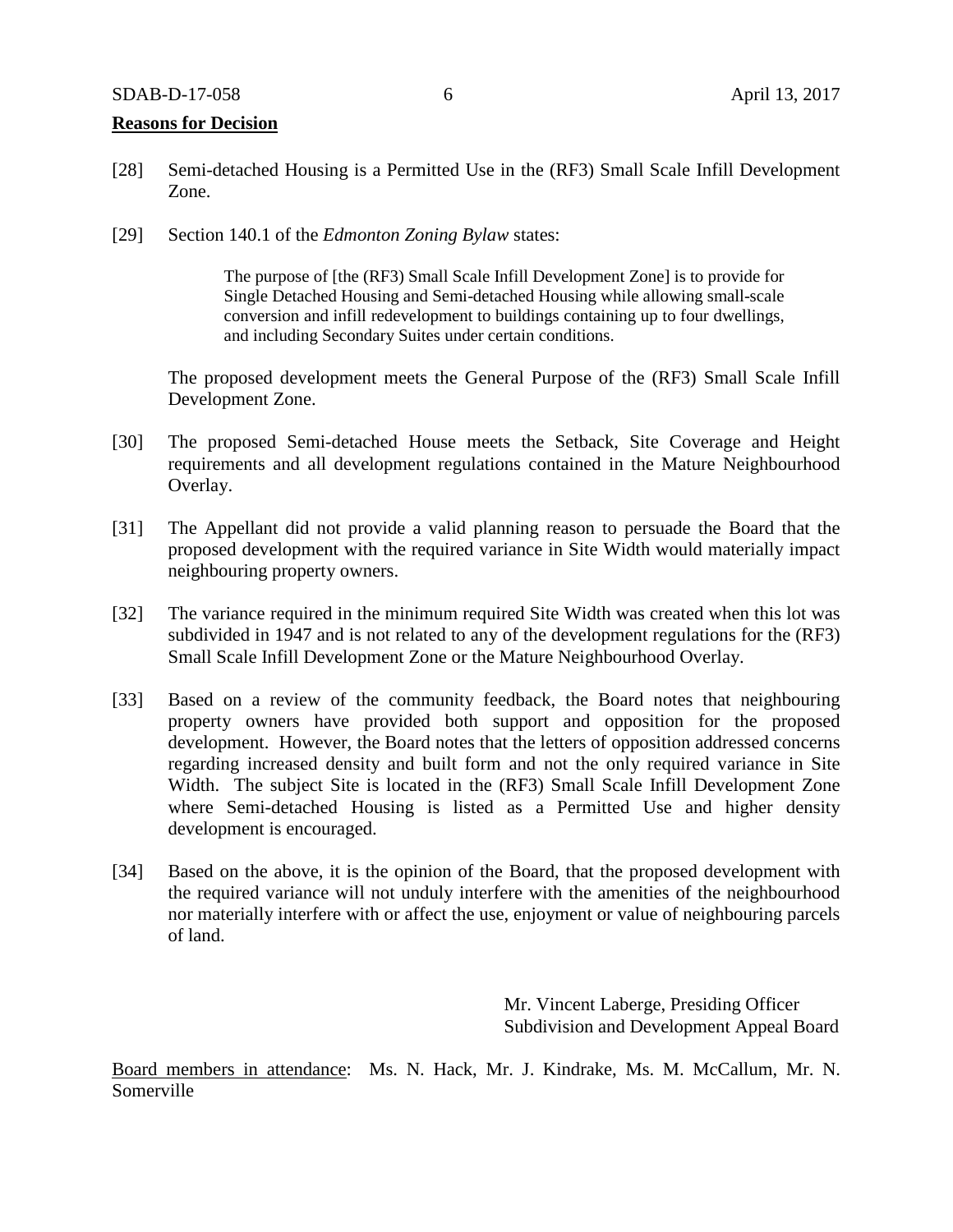**Reasons for Decision**

[28] Semi-detached Housing is a Permitted Use in the (RF3) Small Scale Infill Development Zone.

[29] Section 140.1 of the *Edmonton Zoning Bylaw* states:

> The purpose of [the (RF3) Small Scale Infill Development Zone] is to provide for Single Detached Housing and Semi-detached Housing while allowing small-scale conversion and infill redevelopment to buildings containing up to four dwellings, and including Secondary Suites under certain conditions.

The proposed development meets the General Purpose of the (RF3) Small Scale Infill Development Zone.

[30] The proposed Semi-detached House meets the Setback, Site Coverage and Height requirements and all development regulations contained in the Mature Neighbourhood Overlay.

[31] The Appellant did not provide a valid planning reason to persuade the Board that the proposed development with the required variance in Site Width would materially impact neighbouring property owners.

[32] The variance required in the minimum required Site Width was created when this lot was subdivided in 1947 and is not related to any of the development regulations for the (RF3) Small Scale Infill Development Zone or the Mature Neighbourhood Overlay.

[33] Based on a review of the community feedback, the Board notes that neighbouring property owners have provided both support and opposition for the proposed development. However, the Board notes that the letters of opposition addressed concerns regarding increased density and built form and not the only required variance in Site Width. The subject Site is located in the (RF3) Small Scale Infill Development Zone where Semi-detached Housing is listed as a Permitted Use and higher density development is encouraged.

[34] Based on the above, it is the opinion of the Board, that the proposed development with the required variance will not unduly interfere with the amenities of the neighbourhood nor materially interfere with or affect the use, enjoyment or value of neighbouring parcels of land.

Mr. Vincent Laberge, Presiding Officer
Subdivision and Development Appeal Board

Board members in attendance: Ms. N. Hack, Mr. J. Kindrake, Ms. M. McCallum, Mr. N. Somerville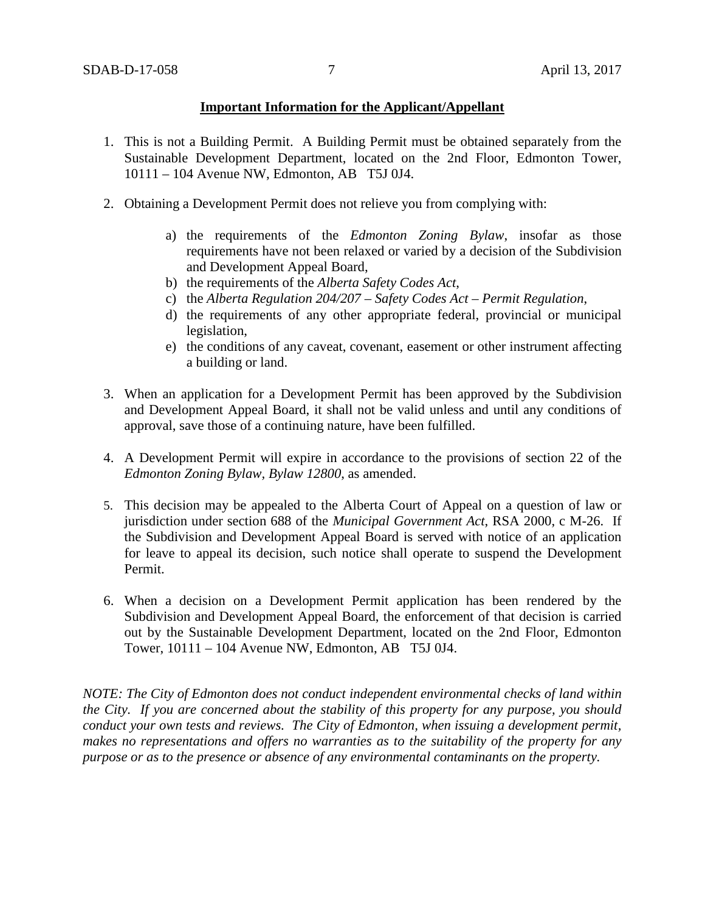**Important Information for the Applicant/Appellant**

1. This is not a Building Permit. A Building Permit must be obtained separately from the Sustainable Development Department, located on the 2nd Floor, Edmonton Tower, 10111 – 104 Avenue NW, Edmonton, AB T5J 0J4.

2. Obtaining a Development Permit does not relieve you from complying with:

    a) the requirements of the *Edmonton Zoning Bylaw*, insofar as those requirements have not been relaxed or varied by a decision of the Subdivision and Development Appeal Board,
    b) the requirements of the *Alberta Safety Codes Act*,
    c) the *Alberta Regulation 204/207 – Safety Codes Act – Permit Regulation*,
    d) the requirements of any other appropriate federal, provincial or municipal legislation,
    e) the conditions of any caveat, covenant, easement or other instrument affecting a building or land.

3. When an application for a Development Permit has been approved by the Subdivision and Development Appeal Board, it shall not be valid unless and until any conditions of approval, save those of a continuing nature, have been fulfilled.

4. A Development Permit will expire in accordance to the provisions of section 22 of the *Edmonton Zoning Bylaw, Bylaw 12800*, as amended.

5. This decision may be appealed to the Alberta Court of Appeal on a question of law or jurisdiction under section 688 of the *Municipal Government Act*, RSA 2000, c M-26. If the Subdivision and Development Appeal Board is served with notice of an application for leave to appeal its decision, such notice shall operate to suspend the Development Permit.

6. When a decision on a Development Permit application has been rendered by the Subdivision and Development Appeal Board, the enforcement of that decision is carried out by the Sustainable Development Department, located on the 2nd Floor, Edmonton Tower, 10111 – 104 Avenue NW, Edmonton, AB T5J 0J4.

*NOTE: The City of Edmonton does not conduct independent environmental checks of land within the City. If you are concerned about the stability of this property for any purpose, you should conduct your own tests and reviews. The City of Edmonton, when issuing a development permit, makes no representations and offers no warranties as to the suitability of the property for any purpose or as to the presence or absence of any environmental contaminants on the property.*